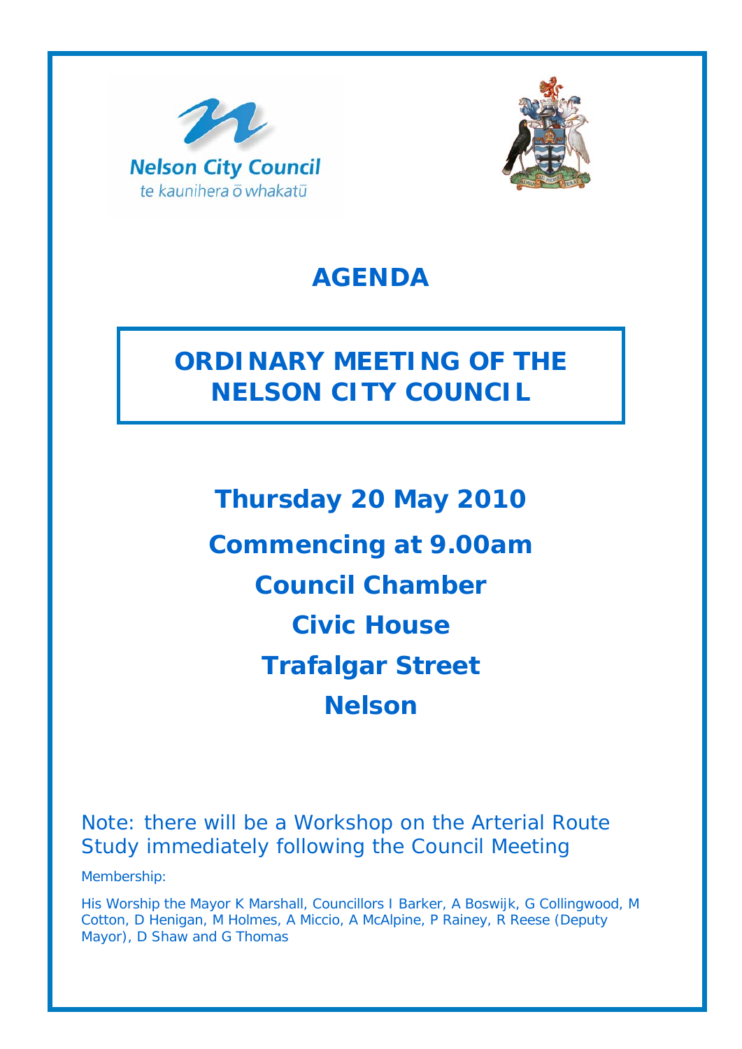Nelson City Council
te kaunihera ō whakatū

# AGENDA

## ORDINARY MEETING OF THE NELSON CITY COUNCIL

**Thursday 20 May 2010**

**Commencing at 9.00am**

**Council Chamber**

**Civic House**

**Trafalgar Street**

**Nelson**

Note: there will be a Workshop on the Arterial Route Study immediately following the Council Meeting

Membership:

His Worship the Mayor K Marshall, Councillors I Barker, A Boswijk, G Collingwood, M Cotton, D Henigan, M Holmes, A Miccio, A McAlpine, P Rainey, R Reese (Deputy Mayor), D Shaw and G Thomas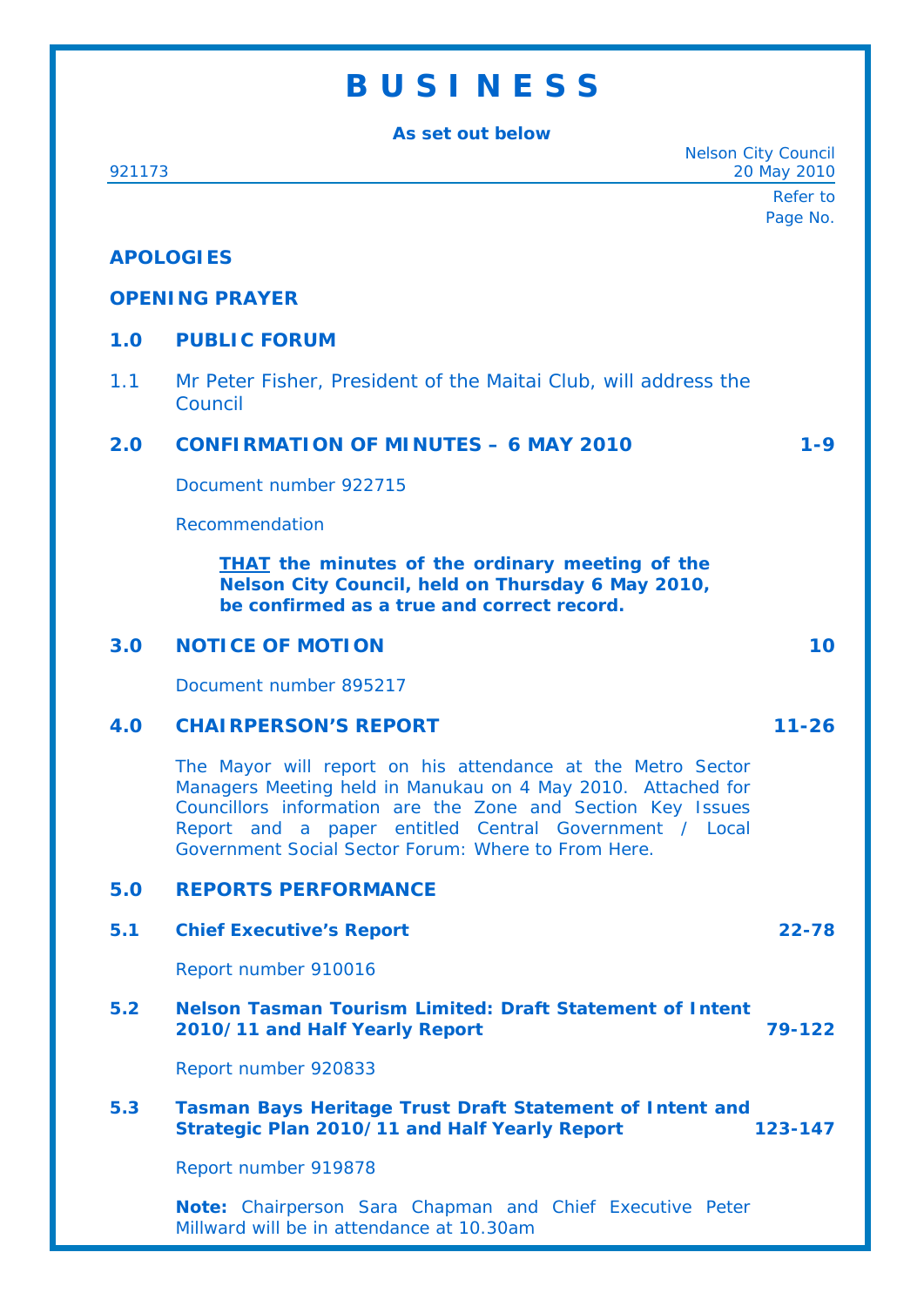# B U S I N E S S

**As set out below**

921173 — Nelson City Council, 20 May 2010

Refer to Page No.

**APOLOGIES**

**OPENING PRAYER**

## 1.0 PUBLIC FORUM

1.1 Mr Peter Fisher, President of the Maitai Club, will address the Council

## 2.0 CONFIRMATION OF MINUTES – 6 MAY 2010 — 1-9

Document number 922715

Recommendation

> **THAT the minutes of the ordinary meeting of the Nelson City Council, held on Thursday 6 May 2010, be confirmed as a true and correct record.**

## 3.0 NOTICE OF MOTION — 10

Document number 895217

## 4.0 CHAIRPERSON'S REPORT — 11-26

The Mayor will report on his attendance at the Metro Sector Managers Meeting held in Manukau on 4 May 2010. Attached for Councillors information are the Zone and Section Key Issues Report and a paper entitled Central Government / Local Government Social Sector Forum: Where to From Here.

## 5.0 REPORTS PERFORMANCE

### 5.1 Chief Executive's Report — 22-78

Report number 910016

### 5.2 Nelson Tasman Tourism Limited: Draft Statement of Intent 2010/11 and Half Yearly Report — 79-122

Report number 920833

### 5.3 Tasman Bays Heritage Trust Draft Statement of Intent and Strategic Plan 2010/11 and Half Yearly Report — 123-147

Report number 919878

**Note:** Chairperson Sara Chapman and Chief Executive Peter Millward will be in attendance at 10.30am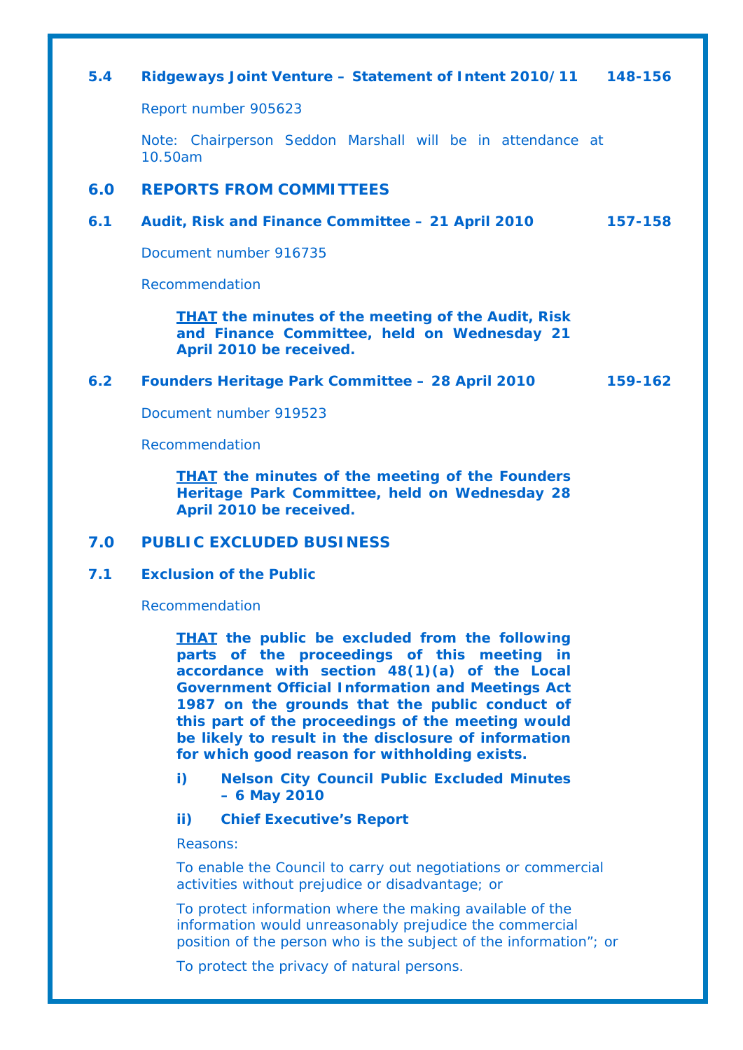### 5.4 Ridgeways Joint Venture – Statement of Intent 2010/11 148-156

Report number 905623

Note: Chairperson Seddon Marshall will be in attendance at 10.50am

## 6.0 REPORTS FROM COMMITTEES

### 6.1 Audit, Risk and Finance Committee – 21 April 2010 157-158

Document number 916735

Recommendation

> **<u>THAT</u> the minutes of the meeting of the Audit, Risk and Finance Committee, held on Wednesday 21 April 2010 be received.**

### 6.2 Founders Heritage Park Committee – 28 April 2010 159-162

Document number 919523

Recommendation

> **<u>THAT</u> the minutes of the meeting of the Founders Heritage Park Committee, held on Wednesday 28 April 2010 be received.**

## 7.0 PUBLIC EXCLUDED BUSINESS

### 7.1 Exclusion of the Public

Recommendation

> **<u>THAT</u> the public be excluded from the following parts of the proceedings of this meeting in accordance with section 48(1)(a) of the Local Government Official Information and Meetings Act 1987 on the grounds that the public conduct of this part of the proceedings of the meeting would be likely to result in the disclosure of information for which good reason for withholding exists.**
>
> **i) Nelson City Council Public Excluded Minutes – 6 May 2010**
>
> **ii) Chief Executive's Report**
>
> Reasons:
>
> To enable the Council to carry out negotiations or commercial activities without prejudice or disadvantage; or
>
> To protect information where the making available of the information would unreasonably prejudice the commercial position of the person who is the subject of the information"; or
>
> To protect the privacy of natural persons.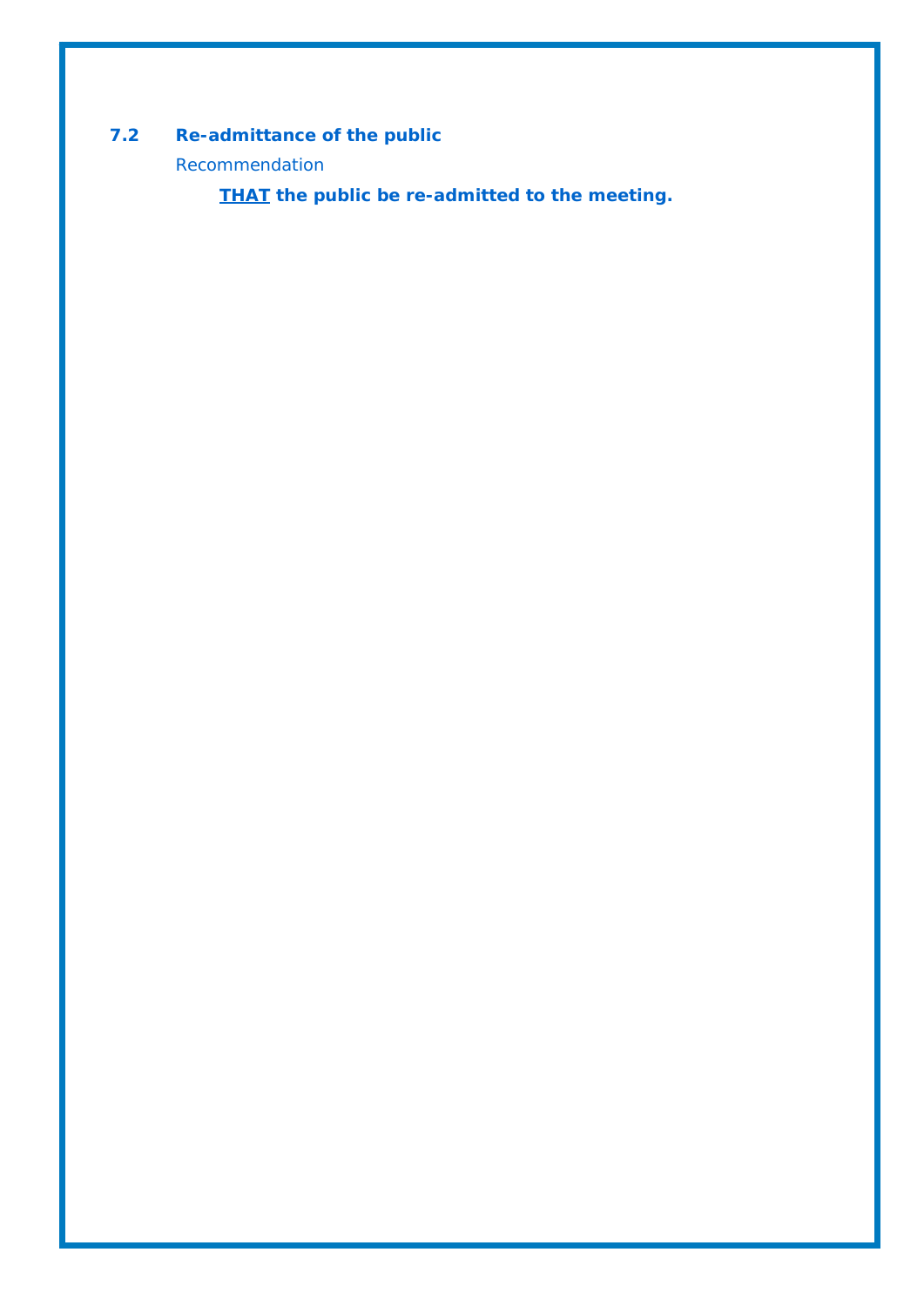### 7.2 Re-admittance of the public

Recommendation

**<u>THAT</u> the public be re-admitted to the meeting.**